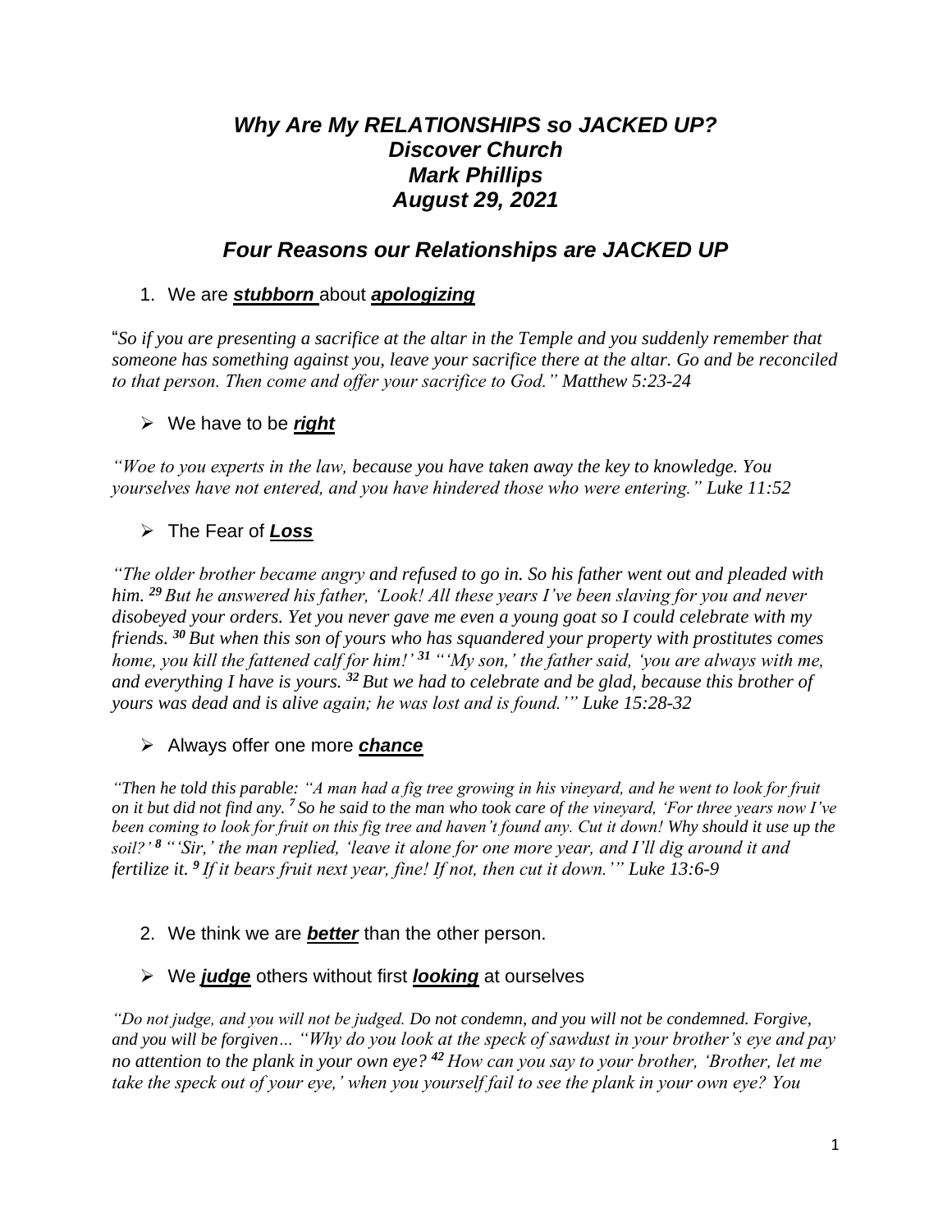# ***Why Are My RELATIONSHIPS so JACKED UP?***
# ***Discover Church***
# ***Mark Phillips***
# ***August 29, 2021***

## ***Four Reasons our Relationships are JACKED UP***

1. We are ***stubborn*** about ***apologizing***

"*So if you are presenting a sacrifice at the altar in the Temple and you suddenly remember that someone has something against you, leave your sacrifice there at the altar. Go and be reconciled to that person. Then come and offer your sacrifice to God." Matthew 5:23-24*

- We have to be ***right***

*"Woe to you experts in the law, because you have taken away the key to knowledge. You yourselves have not entered, and you have hindered those who were entering." Luke 11:52*

- The Fear of ***Loss***

*"The older brother became angry and refused to go in. So his father went out and pleaded with him. 29 But he answered his father, 'Look! All these years I've been slaving for you and never disobeyed your orders. Yet you never gave me even a young goat so I could celebrate with my friends. 30 But when this son of yours who has squandered your property with prostitutes comes home, you kill the fattened calf for him!' 31 "'My son,' the father said, 'you are always with me, and everything I have is yours. 32 But we had to celebrate and be glad, because this brother of yours was dead and is alive again; he was lost and is found.'" Luke 15:28-32*

- Always offer one more ***chance***

*"Then he told this parable: "A man had a fig tree growing in his vineyard, and he went to look for fruit on it but did not find any. 7 So he said to the man who took care of the vineyard, 'For three years now I've been coming to look for fruit on this fig tree and haven't found any. Cut it down! Why should it use up the soil?' 8 "'Sir,' the man replied, 'leave it alone for one more year, and I'll dig around it and fertilize it. 9 If it bears fruit next year, fine! If not, then cut it down.'" Luke 13:6-9*

2. We think we are ***better*** than the other person.

- We ***judge*** others without first ***looking*** at ourselves

*"Do not judge, and you will not be judged. Do not condemn, and you will not be condemned. Forgive, and you will be forgiven… "Why do you look at the speck of sawdust in your brother's eye and pay no attention to the plank in your own eye? 42 How can you say to your brother, 'Brother, let me take the speck out of your eye,' when you yourself fail to see the plank in your own eye? You*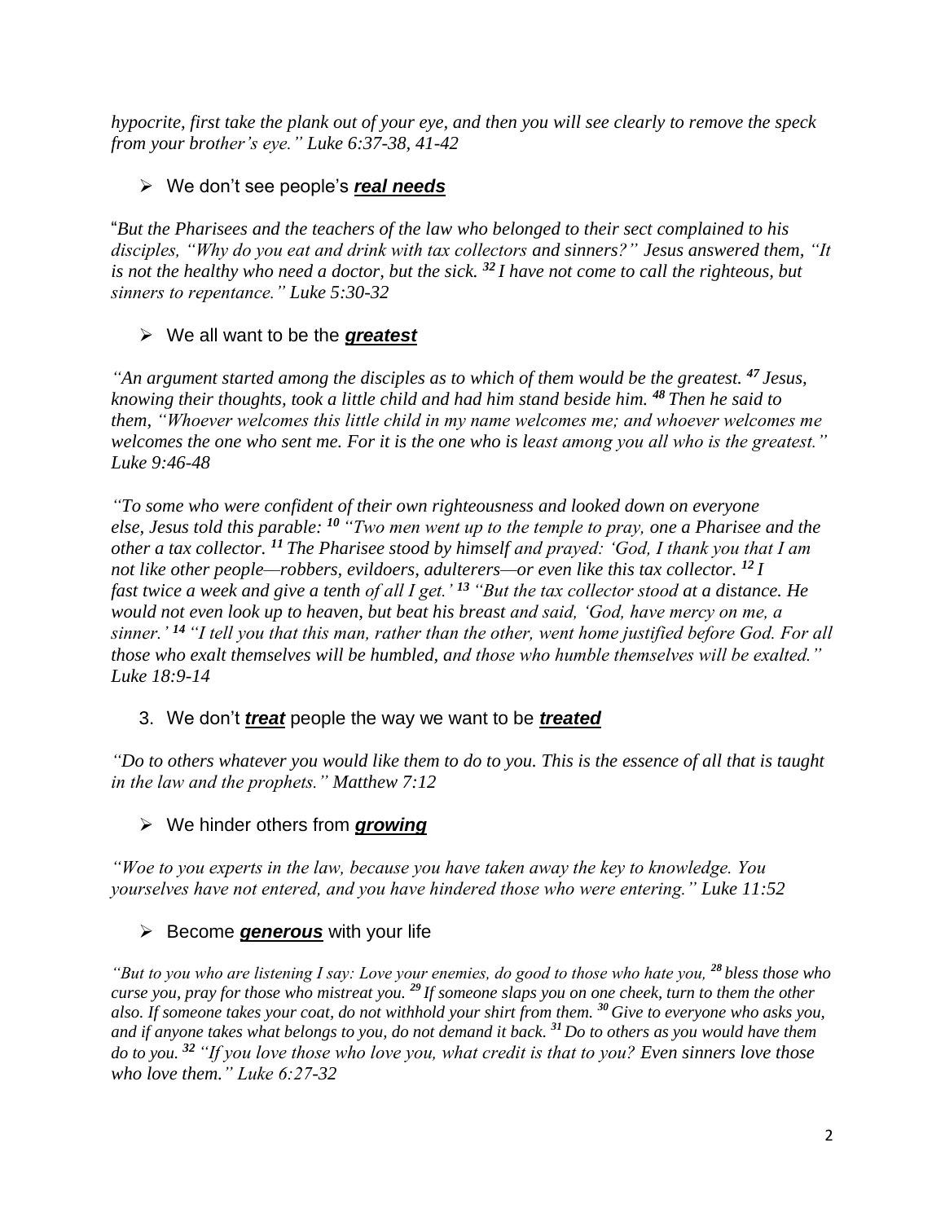*hypocrite, first take the plank out of your eye, and then you will see clearly to remove the speck from your brother's eye." Luke 6:37-38, 41-42*

- We don't see people's ***real needs***

"*But the Pharisees and the teachers of the law who belonged to their sect complained to his disciples, "Why do you eat and drink with tax collectors and sinners?" Jesus answered them, "It is not the healthy who need a doctor, but the sick.* ***32*** *I have not come to call the righteous, but sinners to repentance." Luke 5:30-32*

- We all want to be the ***greatest***

*"An argument started among the disciples as to which of them would be the greatest.* ***47*** *Jesus, knowing their thoughts, took a little child and had him stand beside him.* ***48*** *Then he said to them, "Whoever welcomes this little child in my name welcomes me; and whoever welcomes me welcomes the one who sent me. For it is the one who is least among you all who is the greatest." Luke 9:46-48*

*"To some who were confident of their own righteousness and looked down on everyone else, Jesus told this parable:* ***10*** *"Two men went up to the temple to pray, one a Pharisee and the other a tax collector.* ***11*** *The Pharisee stood by himself and prayed: 'God, I thank you that I am not like other people—robbers, evildoers, adulterers—or even like this tax collector.* ***12*** *I fast twice a week and give a tenth of all I get.'* ***13*** *"But the tax collector stood at a distance. He would not even look up to heaven, but beat his breast and said, 'God, have mercy on me, a sinner.'* ***14*** *"I tell you that this man, rather than the other, went home justified before God. For all those who exalt themselves will be humbled, and those who humble themselves will be exalted." Luke 18:9-14*

3. We don't ***treat*** people the way we want to be ***treated***

*"Do to others whatever you would like them to do to you. This is the essence of all that is taught in the law and the prophets." Matthew 7:12*

- We hinder others from ***growing***

*"Woe to you experts in the law, because you have taken away the key to knowledge. You yourselves have not entered, and you have hindered those who were entering." Luke 11:52*

- Become ***generous*** with your life

*"But to you who are listening I say: Love your enemies, do good to those who hate you,* ***28*** *bless those who curse you, pray for those who mistreat you.* ***29*** *If someone slaps you on one cheek, turn to them the other also. If someone takes your coat, do not withhold your shirt from them.* ***30*** *Give to everyone who asks you, and if anyone takes what belongs to you, do not demand it back.* ***31*** *Do to others as you would have them do to you.* ***32*** *"If you love those who love you, what credit is that to you? Even sinners love those who love them." Luke 6:27-32*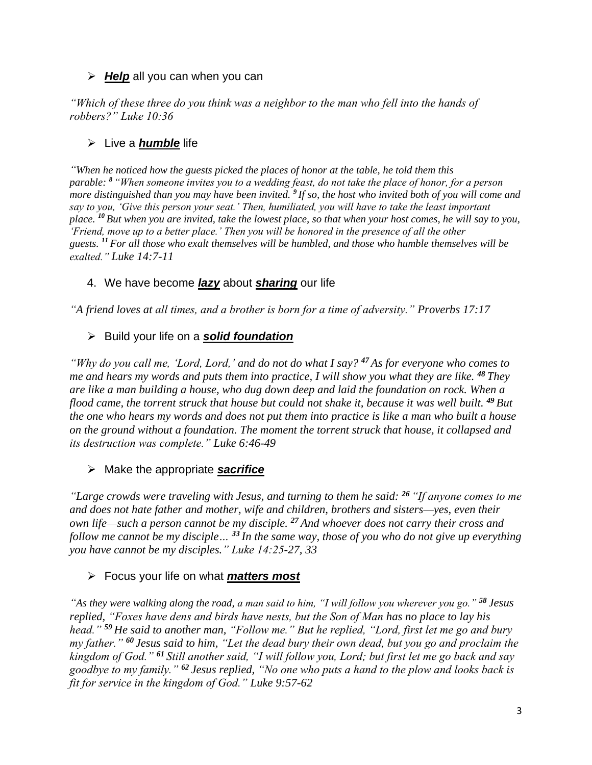- ***Help*** all you can when you can

*"Which of these three do you think was a neighbor to the man who fell into the hands of robbers?" Luke 10:36*

- Live a ***humble*** life

*"When he noticed how the guests picked the places of honor at the table, he told them this parable: [8] "When someone invites you to a wedding feast, do not take the place of honor, for a person more distinguished than you may have been invited. [9] If so, the host who invited both of you will come and say to you, 'Give this person your seat.' Then, humiliated, you will have to take the least important place. [10] But when you are invited, take the lowest place, so that when your host comes, he will say to you, 'Friend, move up to a better place.' Then you will be honored in the presence of all the other guests. [11] For all those who exalt themselves will be humbled, and those who humble themselves will be exalted." Luke 14:7-11*

4. We have become ***lazy*** about ***sharing*** our life

*"A friend loves at all times, and a brother is born for a time of adversity." Proverbs 17:17*

- Build your life on a ***solid foundation***

*"Why do you call me, 'Lord, Lord,' and do not do what I say? [47] As for everyone who comes to me and hears my words and puts them into practice, I will show you what they are like. [48] They are like a man building a house, who dug down deep and laid the foundation on rock. When a flood came, the torrent struck that house but could not shake it, because it was well built. [49] But the one who hears my words and does not put them into practice is like a man who built a house on the ground without a foundation. The moment the torrent struck that house, it collapsed and its destruction was complete." Luke 6:46-49*

- Make the appropriate ***sacrifice***

*"Large crowds were traveling with Jesus, and turning to them he said: [26] "If anyone comes to me and does not hate father and mother, wife and children, brothers and sisters—yes, even their own life—such a person cannot be my disciple. [27] And whoever does not carry their cross and follow me cannot be my disciple… [33] In the same way, those of you who do not give up everything you have cannot be my disciples." Luke 14:25-27, 33*

- Focus your life on what ***matters most***

*"As they were walking along the road, a man said to him, "I will follow you wherever you go." [58] Jesus replied, "Foxes have dens and birds have nests, but the Son of Man has no place to lay his head." [59] He said to another man, "Follow me." But he replied, "Lord, first let me go and bury my father." [60] Jesus said to him, "Let the dead bury their own dead, but you go and proclaim the kingdom of God." [61] Still another said, "I will follow you, Lord; but first let me go back and say goodbye to my family." [62] Jesus replied, "No one who puts a hand to the plow and looks back is fit for service in the kingdom of God." Luke 9:57-62*